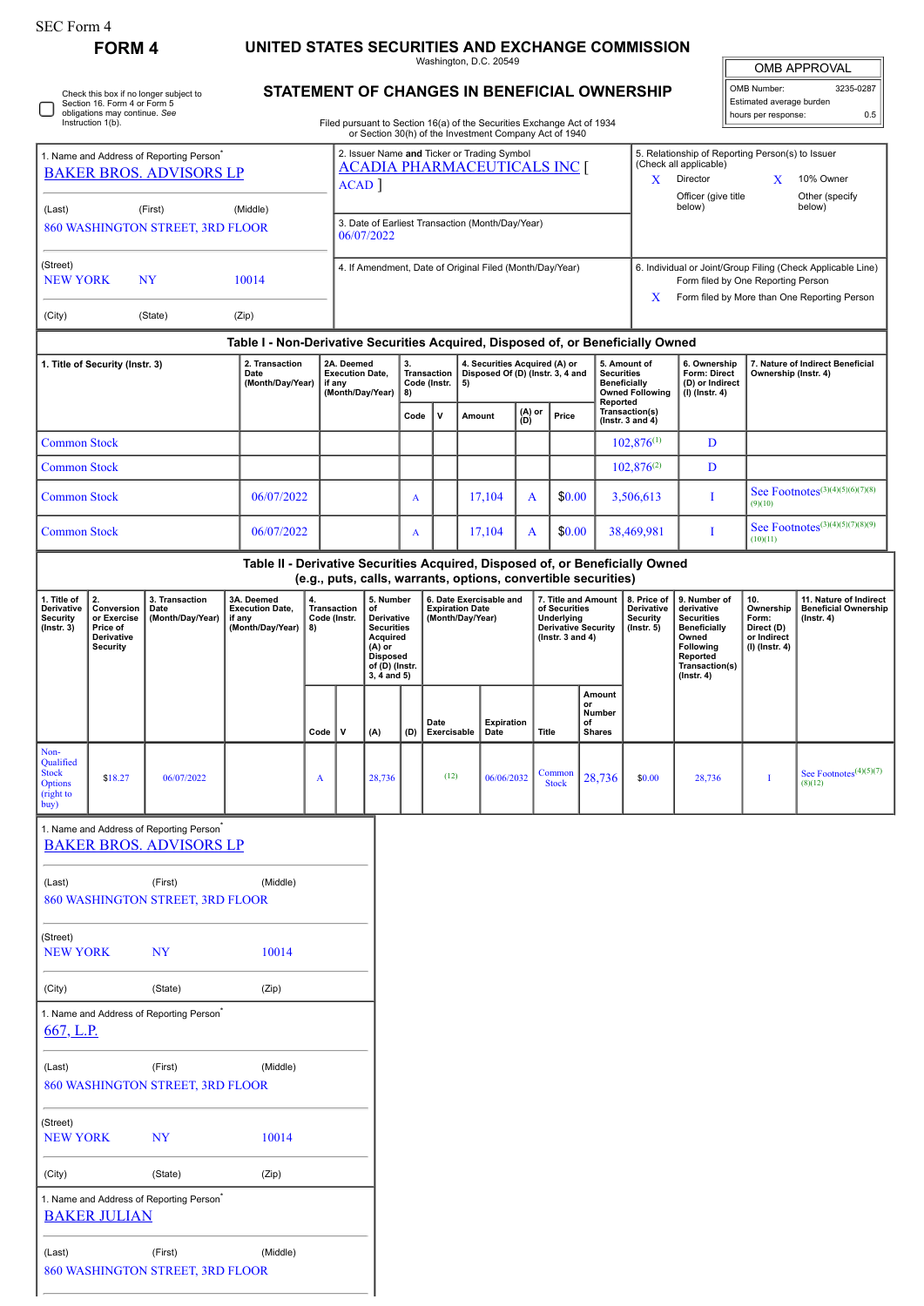SEC Form 4

# FORM 4

## UNITED STATES SECURITIES AND EXCHANGE COMMISSION

Washington, D.C. 20549

## STATEMENT OF CHANGES IN BENEFICIAL OWNERSHIP

Filed pursuant to Section 16(a) of the Securities Exchange Act of 1934 or Section 30(h) of the Investment Company Act of 1940

| OMB APPROVAL | |
|---|---|
| OMB Number: | 3235-0287 |
| Estimated average burden | |
| hours per response: | 0.5 |

☐ Check this box if no longer subject to Section 16. Form 4 or Form 5 obligations may continue. *See* Instruction 1(b).

1. Name and Address of Reporting Person*

BAKER BROS. ADVISORS LP

(Last) (First) (Middle)

860 WASHINGTON STREET, 3RD FLOOR

(Street)

NEW YORK NY 10014

(City) (State) (Zip)

2. Issuer Name **and** Ticker or Trading Symbol

ACADIA PHARMACEUTICALS INC [ ACAD ]

3. Date of Earliest Transaction (Month/Day/Year)

06/07/2022

4. If Amendment, Date of Original Filed (Month/Day/Year)

5. Relationship of Reporting Person(s) to Issuer (Check all applicable)

X Director X 10% Owner

Officer (give title below) Other (specify below)

6. Individual or Joint/Group Filing (Check Applicable Line)

Form filed by One Reporting Person

X Form filed by More than One Reporting Person

### Table I - Non-Derivative Securities Acquired, Disposed of, or Beneficially Owned

| 1. Title of Security (Instr. 3) | 2. Transaction Date (Month/Day/Year) | 2A. Deemed Execution Date, if any (Month/Day/Year) | 3. Transaction Code (Instr. 8) | | 4. Securities Acquired (A) or Disposed Of (D) (Instr. 3, 4 and 5) | | | 5. Amount of Securities Beneficially Owned Following Reported Transaction(s) (Instr. 3 and 4) | 6. Ownership Form: Direct (D) or Indirect (I) (Instr. 4) | 7. Nature of Indirect Beneficial Ownership (Instr. 4) |
|---|---|---|---|---|---|---|---|---|---|---|
| | | | Code | V | Amount | (A) or (D) | Price | | | |
| Common Stock | | | | | | | | 102,876[1] | D | |
| Common Stock | | | | | | | | 102,876[2] | D | |
| Common Stock | 06/07/2022 | | A | | 17,104 | A | $0.00 | 3,506,613 | I | See Footnotes[3][4][5][6][7][8][9][10] |
| Common Stock | 06/07/2022 | | A | | 17,104 | A | $0.00 | 38,469,981 | I | See Footnotes[3][4][5][7][8][9][10][11] |

### Table II - Derivative Securities Acquired, Disposed of, or Beneficially Owned (e.g., puts, calls, warrants, options, convertible securities)

| 1. Title of Derivative Security (Instr. 3) | 2. Conversion or Exercise Price of Derivative Security | 3. Transaction Date (Month/Day/Year) | 3A. Deemed Execution Date, if any (Month/Day/Year) | 4. Transaction Code (Instr. 8) | | 5. Number of Derivative Securities Acquired (A) or Disposed of (D) (Instr. 3, 4 and 5) | | 6. Date Exercisable and Expiration Date (Month/Day/Year) | | 7. Title and Amount of Securities Underlying Derivative Security (Instr. 3 and 4) | | 8. Price of Derivative Security (Instr. 5) | 9. Number of derivative Securities Beneficially Owned Following Reported Transaction(s) (Instr. 4) | 10. Ownership Form: Direct (D) or Indirect (I) (Instr. 4) | 11. Nature of Indirect Beneficial Ownership (Instr. 4) |
|---|---|---|---|---|---|---|---|---|---|---|---|---|---|---|---|
| | | | | Code | V | (A) | (D) | Date Exercisable | Expiration Date | Title | Amount or Number of Shares | | | | |
| Non-Qualified Stock Options (right to buy) | $18.27 | 06/07/2022 | | A | | 28,736 | | (12) | 06/06/2032 | Common Stock | 28,736 | $0.00 | 28,736 | I | See Footnotes[4][5][7][8][12] |

1. Name and Address of Reporting Person*

BAKER BROS. ADVISORS LP

(Last) (First) (Middle)

860 WASHINGTON STREET, 3RD FLOOR

(Street)

NEW YORK NY 10014

(City) (State) (Zip)

1. Name and Address of Reporting Person*

667, L.P.

(Last) (First) (Middle)

860 WASHINGTON STREET, 3RD FLOOR

(Street)

NEW YORK NY 10014

(City) (State) (Zip)

1. Name and Address of Reporting Person*

BAKER JULIAN

(Last) (First) (Middle)

860 WASHINGTON STREET, 3RD FLOOR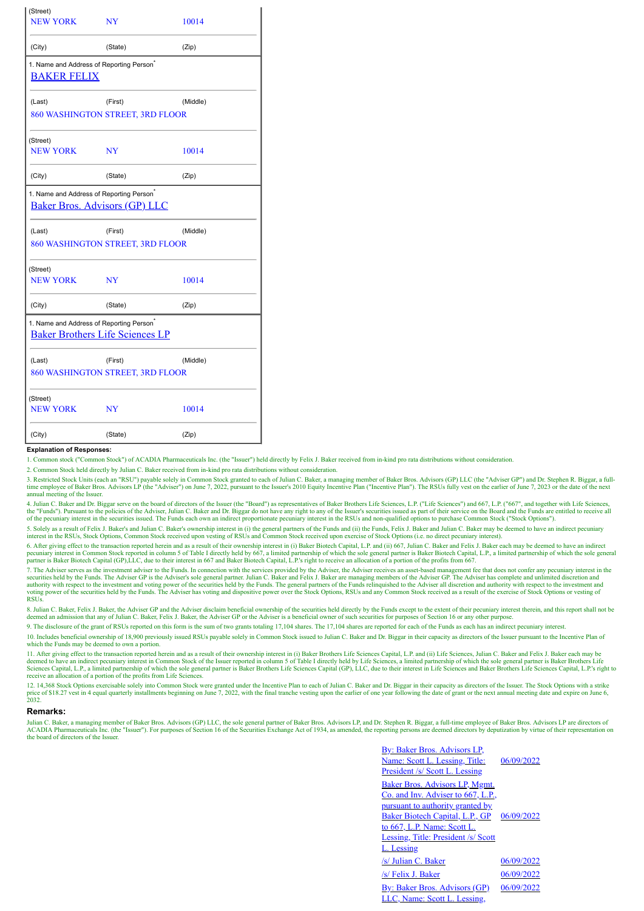| (Street) | | |
|---|---|---|
| NEW YORK | NY | 10014 |
| (City) | (State) | (Zip) |

1. Name and Address of Reporting Person*

BAKER FELIX

| (Last) | (First) | (Middle) |
|---|---|---|

860 WASHINGTON STREET, 3RD FLOOR

| (Street) | | |
|---|---|---|
| NEW YORK | NY | 10014 |
| (City) | (State) | (Zip) |

1. Name and Address of Reporting Person*

Baker Bros. Advisors (GP) LLC

| (Last) | (First) | (Middle) |
|---|---|---|

860 WASHINGTON STREET, 3RD FLOOR

| (Street) | | |
|---|---|---|
| NEW YORK | NY | 10014 |
| (City) | (State) | (Zip) |

1. Name and Address of Reporting Person*

Baker Brothers Life Sciences LP

| (Last) | (First) | (Middle) |
|---|---|---|

860 WASHINGTON STREET, 3RD FLOOR

| (Street) | | |
|---|---|---|
| NEW YORK | NY | 10014 |
| (City) | (State) | (Zip) |

**Explanation of Responses:**

1. Common stock ("Common Stock") of ACADIA Pharmaceuticals Inc. (the "Issuer") held directly by Felix J. Baker received from in-kind pro rata distributions without consideration.

2. Common Stock held directly by Julian C. Baker received from in-kind pro rata distributions without consideration.

3. Restricted Stock Units (each an "RSU") payable solely in Common Stock granted to each of Julian C. Baker, a managing member of Baker Bros. Advisors (GP) LLC (the "Adviser GP") and Dr. Stephen R. Biggar, a full-time employee of Baker Bros. Advisors LP (the "Adviser") on June 7, 2022, pursuant to the Issuer's 2010 Equity Incentive Plan ("Incentive Plan"). The RSUs fully vest on the earlier of June 7, 2023 or the date of the next annual meeting of the Issuer.

4. Julian C. Baker and Dr. Biggar serve on the board of directors of the Issuer (the "Board") as representatives of Baker Brothers Life Sciences, L.P. ("Life Sciences") and 667, L.P. ("667", and together with Life Sciences, the "Funds"). Pursuant to the policies of the Adviser, Julian C. Baker and Dr. Biggar do not have any right to any of the Issuer's securities issued as part of their service on the Board and the Funds are entitled to receive all of the pecuniary interest in the securities issued. The Funds each own an indirect proportionate pecuniary interest in the RSUs and non-qualified options to purchase Common Stock ("Stock Options").

5. Solely as a result of Felix J. Baker's and Julian C. Baker's ownership interest in (i) the general partners of the Funds and (ii) the Funds, Felix J. Baker and Julian C. Baker may be deemed to have an indirect pecuniary interest in the RSUs, Stock Options, Common Stock received upon vesting of RSUs and Common Stock received upon exercise of Stock Options (i.e. no direct pecuniary interest).

6. After giving effect to the transaction reported herein and as a result of their ownership interest in (i) Baker Biotech Capital, L.P. and (ii) 667, Julian C. Baker and Felix J. Baker each may be deemed to have an indirect pecuniary interest in Common Stock reported in column 5 of Table I directly held by 667, a limited partnership of which the sole general partner is Baker Biotech Capital, L.P., a limited partnership of which the sole general partner is Baker Biotech Capital (GP),LLC, due to their interest in 667 and Baker Biotech Capital, L.P.'s right to receive an allocation of a portion of the profits from 667.

7. The Adviser serves as the investment adviser to the Funds. In connection with the services provided by the Adviser, the Adviser receives an asset-based management fee that does not confer any pecuniary interest in the securities held by the Funds. The Adviser GP is the Adviser's sole general partner. Julian C. Baker and Felix J. Baker are managing members of the Adviser GP. The Adviser has complete and unlimited discretion and authority with respect to the investment and voting power of the securities held by the Funds. The general partners of the Funds relinquished to the Adviser all discretion and authority with respect to the investment and voting power of the securities held by the Funds. The Adviser has voting and dispositive power over the Stock Options, RSUs and any Common Stock received as a result of the exercise of Stock Options or vesting of RSUs.

8. Julian C. Baker, Felix J. Baker, the Adviser GP and the Adviser disclaim beneficial ownership of the securities held directly by the Funds except to the extent of their pecuniary interest therein, and this report shall not be deemed an admission that any of Julian C. Baker, Felix J. Baker, the Adviser GP or the Adviser is a beneficial owner of such securities for purposes of Section 16 or any other purpose.

9. The disclosure of the grant of RSUs reported on this form is the sum of two grants totaling 17,104 shares. The 17,104 shares are reported for each of the Funds as each has an indirect pecuniary interest.

10. Includes beneficial ownership of 18,900 previously issued RSUs payable solely in Common Stock issued to Julian C. Baker and Dr. Biggar in their capacity as directors of the Issuer pursuant to the Incentive Plan of which the Funds may be deemed to own a portion.

11. After giving effect to the transaction reported herein and as a result of their ownership interest in (i) Baker Brothers Life Sciences Capital, L.P. and (ii) Life Sciences, Julian C. Baker and Felix J. Baker each may be deemed to have an indirect pecuniary interest in Common Stock of the Issuer reported in column 5 of Table I directly held by Life Sciences, a limited partnership of which the sole general partner is Baker Brothers Life Sciences Capital, L.P., a limited partnership of which the sole general partner is Baker Brothers Life Sciences Capital (GP), LLC, due to their interest in Life Sciences and Baker Brothers Life Sciences Capital, L.P.'s right to receive an allocation of a portion of the profits from Life Sciences.

12. 14,368 Stock Options exercisable solely into Common Stock were granted under the Incentive Plan to each of Julian C. Baker and Dr. Biggar in their capacity as directors of the Issuer. The Stock Options with a strike price of $18.27 vest in 4 equal quarterly installments beginning on June 7, 2022, with the final tranche vesting upon the earlier of one year following the date of grant or the next annual meeting date and expire on June 6, 2032.

## Remarks:

Julian C. Baker, a managing member of Baker Bros. Advisors (GP) LLC, the sole general partner of Baker Bros. Advisors LP, and Dr. Stephen R. Biggar, a full-time employee of Baker Bros. Advisors LP are directors of ACADIA Pharmaceuticals Inc. (the "Issuer"). For purposes of Section 16 of the Securities Exchange Act of 1934, as amended, the reporting persons are deemed directors by deputization by virtue of their representation on the board of directors of the Issuer.

| | |
|---|---|
| By: Baker Bros. Advisors LP, Name: Scott L. Lessing, Title: President /s/ Scott L. Lessing | 06/09/2022 |
| Baker Bros. Advisors LP, Mgmt. Co. and Inv. Adviser to 667, L.P., pursuant to authority granted by Baker Biotech Capital, L.P., GP to 667, L.P. Name: Scott L. Lessing, Title: President /s/ Scott L. Lessing | 06/09/2022 |
| /s/ Julian C. Baker | 06/09/2022 |
| /s/ Felix J. Baker | 06/09/2022 |
| By: Baker Bros. Advisors (GP) LLC, Name: Scott L. Lessing, | 06/09/2022 |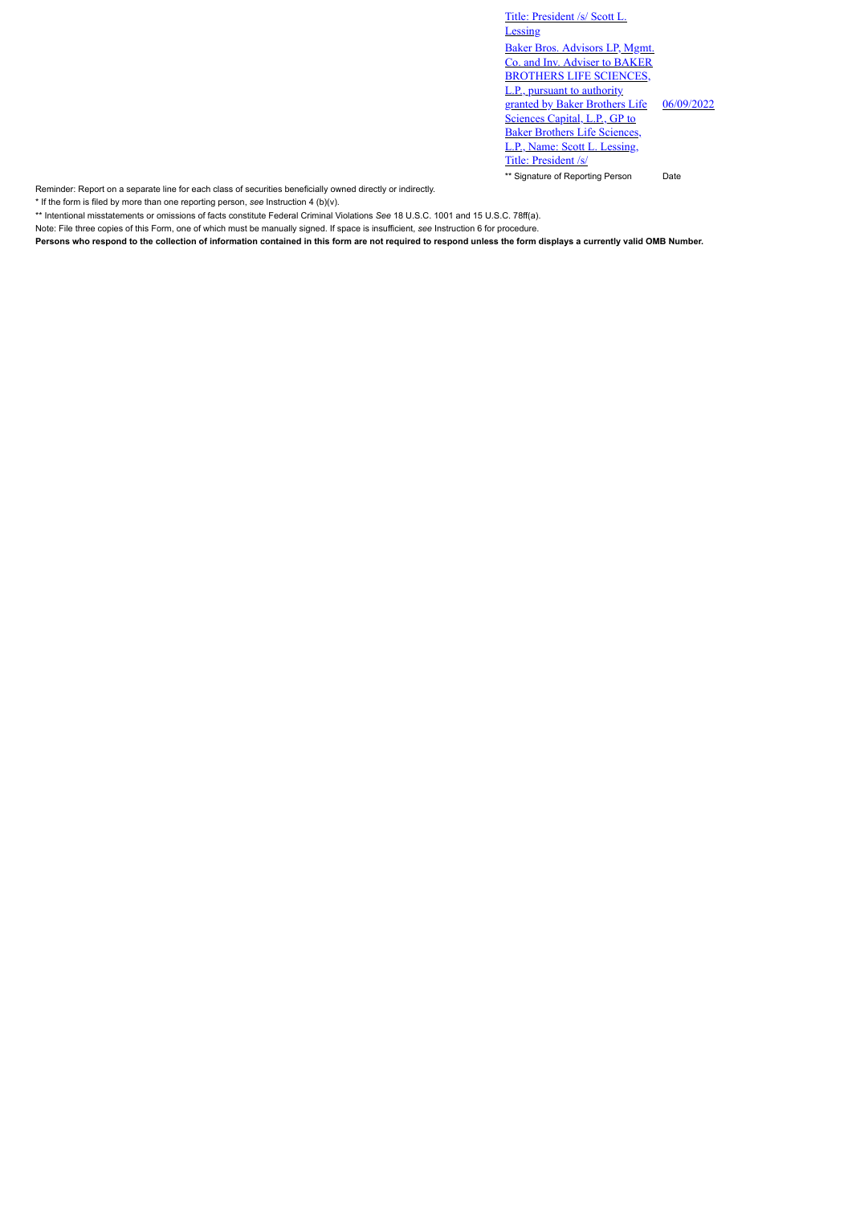| | |
|---|---|
| Title: President /s/ Scott L. Lessing | |
| Baker Bros. Advisors LP, Mgmt. Co. and Inv. Adviser to BAKER BROTHERS LIFE SCIENCES, L.P., pursuant to authority granted by Baker Brothers Life Sciences Capital, L.P., GP to Baker Brothers Life Sciences, L.P., Name: Scott L. Lessing, Title: President /s/ | 06/09/2022 |
| ** Signature of Reporting Person | Date |

Reminder: Report on a separate line for each class of securities beneficially owned directly or indirectly.

* If the form is filed by more than one reporting person, *see* Instruction 4 (b)(v).

** Intentional misstatements or omissions of facts constitute Federal Criminal Violations *See* 18 U.S.C. 1001 and 15 U.S.C. 78ff(a).

Note: File three copies of this Form, one of which must be manually signed. If space is insufficient, *see* Instruction 6 for procedure.

**Persons who respond to the collection of information contained in this form are not required to respond unless the form displays a currently valid OMB Number.**